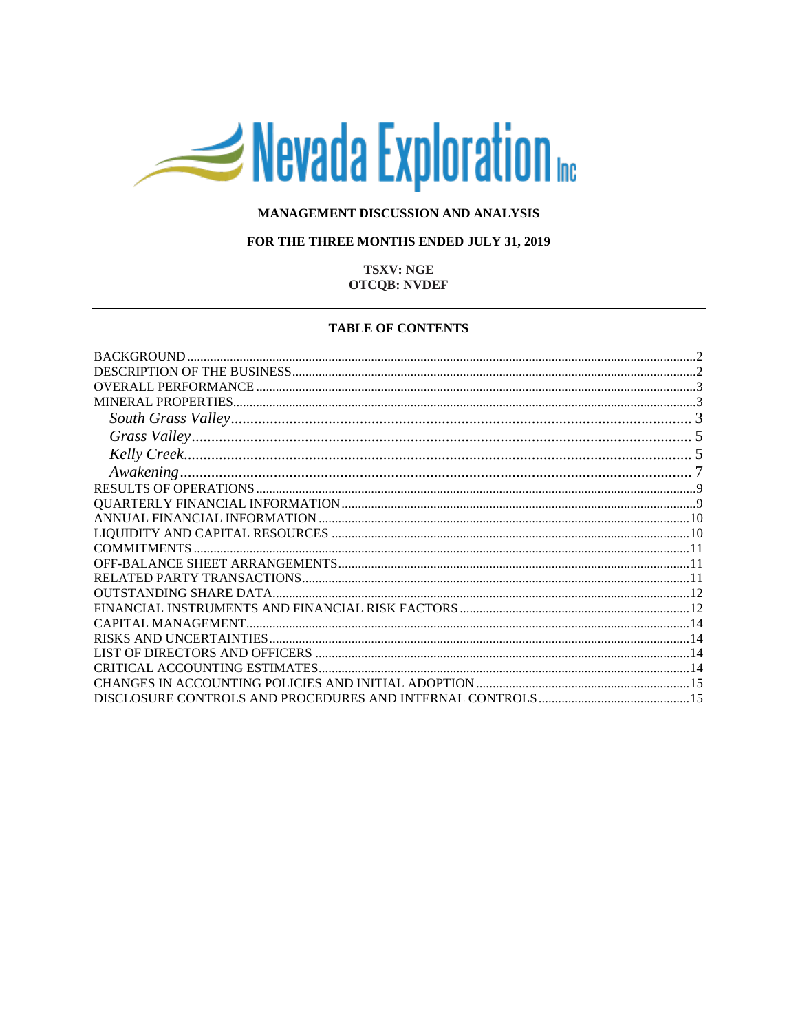Nevada Exploration Inc

**MANAGEMENT DISCUSSION AND ANALYSIS**

**FOR THE THREE MONTHS ENDED JULY 31, 2019**

**TSXV: NGE**
**OTCQB: NVDEF**

---

**TABLE OF CONTENTS**

- BACKGROUND ........ 2
- DESCRIPTION OF THE BUSINESS ........ 2
- OVERALL PERFORMANCE ........ 3
- MINERAL PROPERTIES ........ 3
  - *South Grass Valley* ........ 3
  - *Grass Valley* ........ 5
  - *Kelly Creek* ........ 5
  - *Awakening* ........ 7
- RESULTS OF OPERATIONS ........ 9
- QUARTERLY FINANCIAL INFORMATION ........ 9
- ANNUAL FINANCIAL INFORMATION ........ 10
- LIQUIDITY AND CAPITAL RESOURCES ........ 10
- COMMITMENTS ........ 11
- OFF-BALANCE SHEET ARRANGEMENTS ........ 11
- RELATED PARTY TRANSACTIONS ........ 11
- OUTSTANDING SHARE DATA ........ 12
- FINANCIAL INSTRUMENTS AND FINANCIAL RISK FACTORS ........ 12
- CAPITAL MANAGEMENT ........ 14
- RISKS AND UNCERTAINTIES ........ 14
- LIST OF DIRECTORS AND OFFICERS ........ 14
- CRITICAL ACCOUNTING ESTIMATES ........ 14
- CHANGES IN ACCOUNTING POLICIES AND INITIAL ADOPTION ........ 15
- DISCLOSURE CONTROLS AND PROCEDURES AND INTERNAL CONTROLS ........ 15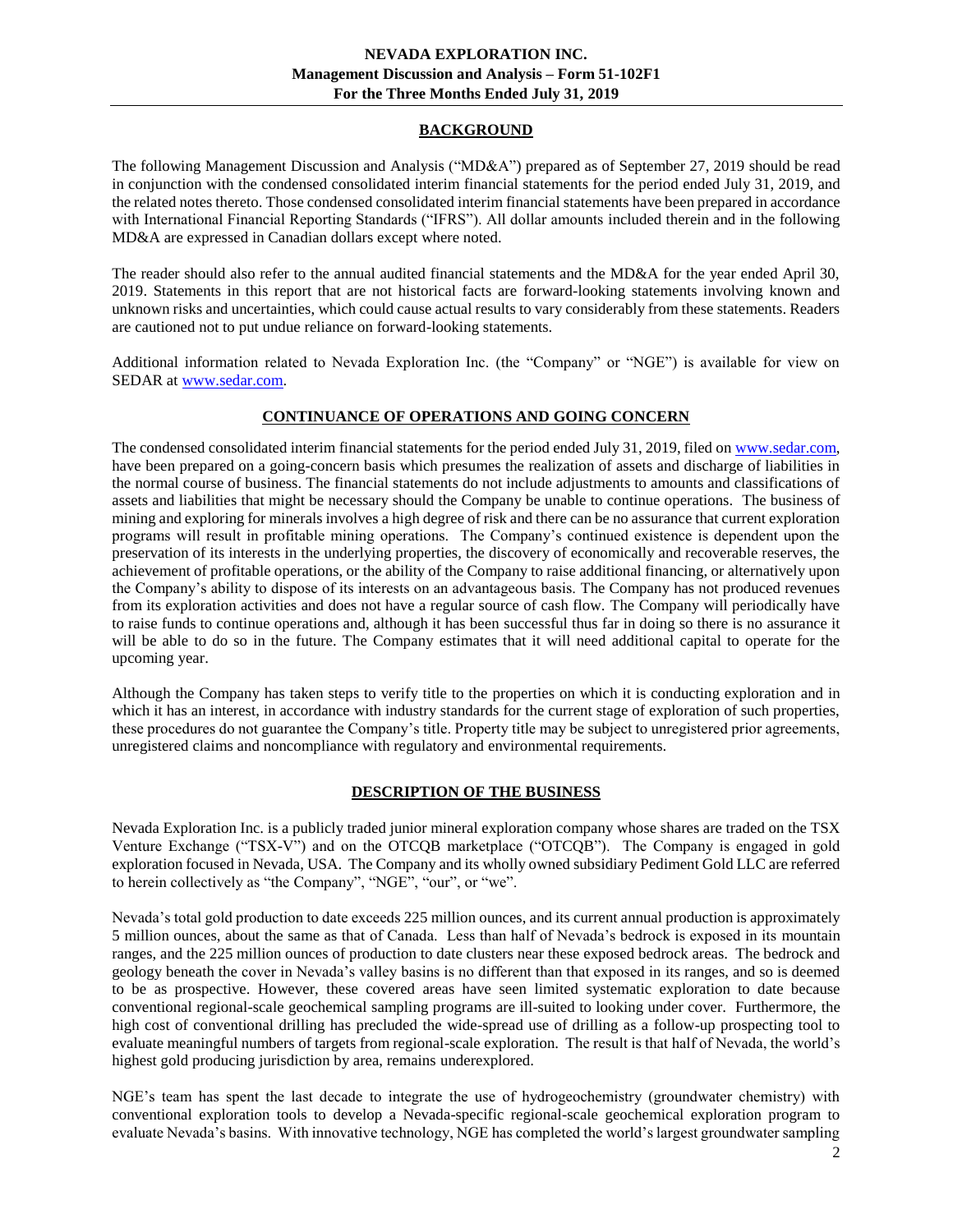## BACKGROUND

The following Management Discussion and Analysis ("MD&A") prepared as of September 27, 2019 should be read in conjunction with the condensed consolidated interim financial statements for the period ended July 31, 2019, and the related notes thereto. Those condensed consolidated interim financial statements have been prepared in accordance with International Financial Reporting Standards ("IFRS"). All dollar amounts included therein and in the following MD&A are expressed in Canadian dollars except where noted.

The reader should also refer to the annual audited financial statements and the MD&A for the year ended April 30, 2019. Statements in this report that are not historical facts are forward-looking statements involving known and unknown risks and uncertainties, which could cause actual results to vary considerably from these statements. Readers are cautioned not to put undue reliance on forward-looking statements.

Additional information related to Nevada Exploration Inc. (the "Company" or "NGE") is available for view on SEDAR at www.sedar.com.

## CONTINUANCE OF OPERATIONS AND GOING CONCERN

The condensed consolidated interim financial statements for the period ended July 31, 2019, filed on www.sedar.com, have been prepared on a going-concern basis which presumes the realization of assets and discharge of liabilities in the normal course of business. The financial statements do not include adjustments to amounts and classifications of assets and liabilities that might be necessary should the Company be unable to continue operations. The business of mining and exploring for minerals involves a high degree of risk and there can be no assurance that current exploration programs will result in profitable mining operations. The Company's continued existence is dependent upon the preservation of its interests in the underlying properties, the discovery of economically and recoverable reserves, the achievement of profitable operations, or the ability of the Company to raise additional financing, or alternatively upon the Company's ability to dispose of its interests on an advantageous basis. The Company has not produced revenues from its exploration activities and does not have a regular source of cash flow. The Company will periodically have to raise funds to continue operations and, although it has been successful thus far in doing so there is no assurance it will be able to do so in the future. The Company estimates that it will need additional capital to operate for the upcoming year.

Although the Company has taken steps to verify title to the properties on which it is conducting exploration and in which it has an interest, in accordance with industry standards for the current stage of exploration of such properties, these procedures do not guarantee the Company's title. Property title may be subject to unregistered prior agreements, unregistered claims and noncompliance with regulatory and environmental requirements.

## DESCRIPTION OF THE BUSINESS

Nevada Exploration Inc. is a publicly traded junior mineral exploration company whose shares are traded on the TSX Venture Exchange ("TSX-V") and on the OTCQB marketplace ("OTCQB"). The Company is engaged in gold exploration focused in Nevada, USA. The Company and its wholly owned subsidiary Pediment Gold LLC are referred to herein collectively as "the Company", "NGE", "our", or "we".

Nevada's total gold production to date exceeds 225 million ounces, and its current annual production is approximately 5 million ounces, about the same as that of Canada. Less than half of Nevada's bedrock is exposed in its mountain ranges, and the 225 million ounces of production to date clusters near these exposed bedrock areas. The bedrock and geology beneath the cover in Nevada's valley basins is no different than that exposed in its ranges, and so is deemed to be as prospective. However, these covered areas have seen limited systematic exploration to date because conventional regional-scale geochemical sampling programs are ill-suited to looking under cover. Furthermore, the high cost of conventional drilling has precluded the wide-spread use of drilling as a follow-up prospecting tool to evaluate meaningful numbers of targets from regional-scale exploration. The result is that half of Nevada, the world's highest gold producing jurisdiction by area, remains underexplored.

NGE's team has spent the last decade to integrate the use of hydrogeochemistry (groundwater chemistry) with conventional exploration tools to develop a Nevada-specific regional-scale geochemical exploration program to evaluate Nevada's basins. With innovative technology, NGE has completed the world's largest groundwater sampling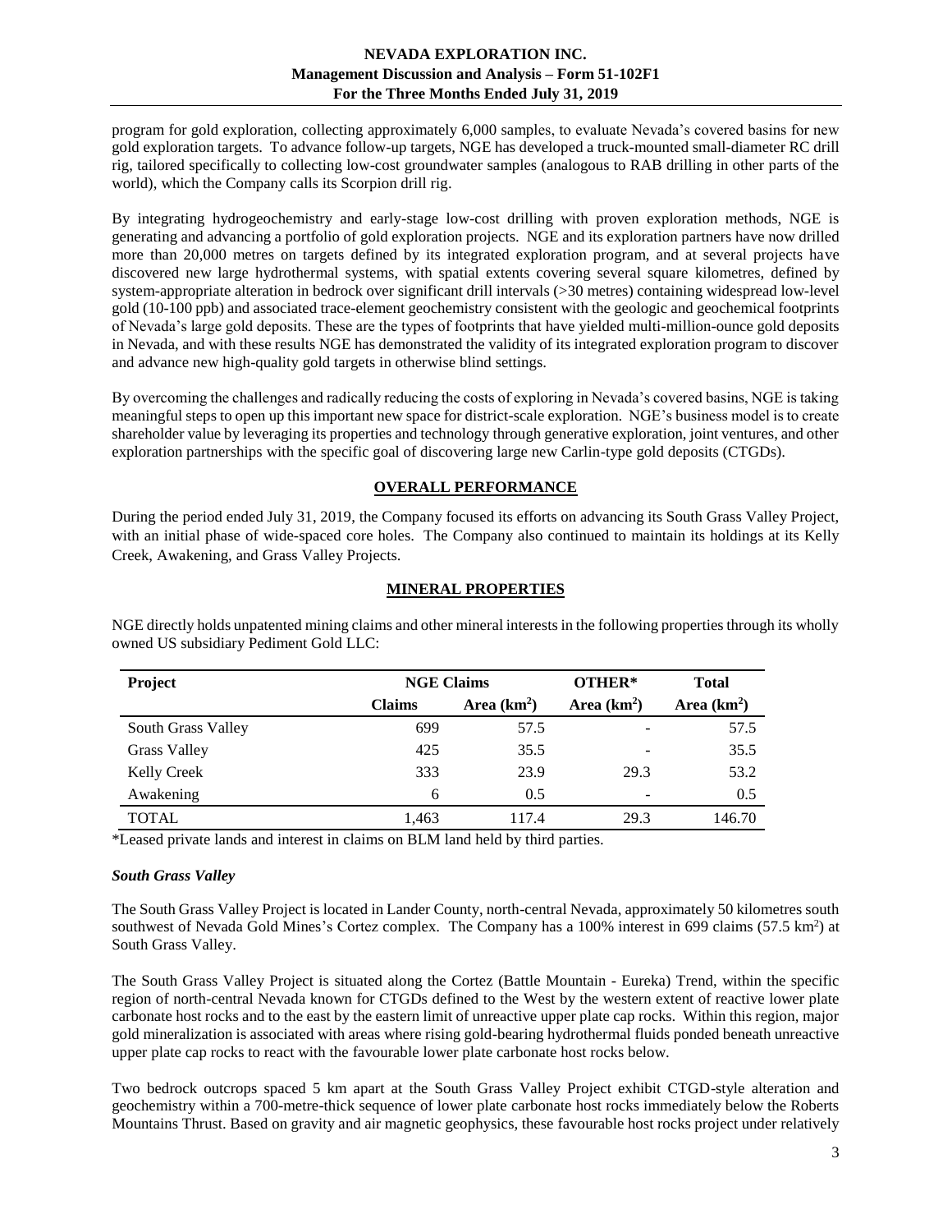program for gold exploration, collecting approximately 6,000 samples, to evaluate Nevada's covered basins for new gold exploration targets. To advance follow-up targets, NGE has developed a truck-mounted small-diameter RC drill rig, tailored specifically to collecting low-cost groundwater samples (analogous to RAB drilling in other parts of the world), which the Company calls its Scorpion drill rig.

By integrating hydrogeochemistry and early-stage low-cost drilling with proven exploration methods, NGE is generating and advancing a portfolio of gold exploration projects. NGE and its exploration partners have now drilled more than 20,000 metres on targets defined by its integrated exploration program, and at several projects have discovered new large hydrothermal systems, with spatial extents covering several square kilometres, defined by system-appropriate alteration in bedrock over significant drill intervals (>30 metres) containing widespread low-level gold (10-100 ppb) and associated trace-element geochemistry consistent with the geologic and geochemical footprints of Nevada's large gold deposits. These are the types of footprints that have yielded multi-million-ounce gold deposits in Nevada, and with these results NGE has demonstrated the validity of its integrated exploration program to discover and advance new high-quality gold targets in otherwise blind settings.

By overcoming the challenges and radically reducing the costs of exploring in Nevada's covered basins, NGE is taking meaningful steps to open up this important new space for district-scale exploration. NGE's business model is to create shareholder value by leveraging its properties and technology through generative exploration, joint ventures, and other exploration partnerships with the specific goal of discovering large new Carlin-type gold deposits (CTGDs).

## OVERALL PERFORMANCE

During the period ended July 31, 2019, the Company focused its efforts on advancing its South Grass Valley Project, with an initial phase of wide-spaced core holes. The Company also continued to maintain its holdings at its Kelly Creek, Awakening, and Grass Valley Projects.

## MINERAL PROPERTIES

NGE directly holds unpatented mining claims and other mineral interests in the following properties through its wholly owned US subsidiary Pediment Gold LLC:

| Project | NGE Claims | | OTHER* | Total |
|---|---|---|---|---|
| | Claims | Area ($km^2$) | Area ($km^2$) | Area ($km^2$) |
| South Grass Valley | 699 | 57.5 | - | 57.5 |
| Grass Valley | 425 | 35.5 | - | 35.5 |
| Kelly Creek | 333 | 23.9 | 29.3 | 53.2 |
| Awakening | 6 | 0.5 | - | 0.5 |
| TOTAL | 1,463 | 117.4 | 29.3 | 146.70 |

*Leased private lands and interest in claims on BLM land held by third parties.

### *South Grass Valley*

The South Grass Valley Project is located in Lander County, north-central Nevada, approximately 50 kilometres south southwest of Nevada Gold Mines's Cortez complex. The Company has a 100% interest in 699 claims (57.5 $km^2$) at South Grass Valley.

The South Grass Valley Project is situated along the Cortez (Battle Mountain - Eureka) Trend, within the specific region of north-central Nevada known for CTGDs defined to the West by the western extent of reactive lower plate carbonate host rocks and to the east by the eastern limit of unreactive upper plate cap rocks. Within this region, major gold mineralization is associated with areas where rising gold-bearing hydrothermal fluids ponded beneath unreactive upper plate cap rocks to react with the favourable lower plate carbonate host rocks below.

Two bedrock outcrops spaced 5 km apart at the South Grass Valley Project exhibit CTGD-style alteration and geochemistry within a 700-metre-thick sequence of lower plate carbonate host rocks immediately below the Roberts Mountains Thrust. Based on gravity and air magnetic geophysics, these favourable host rocks project under relatively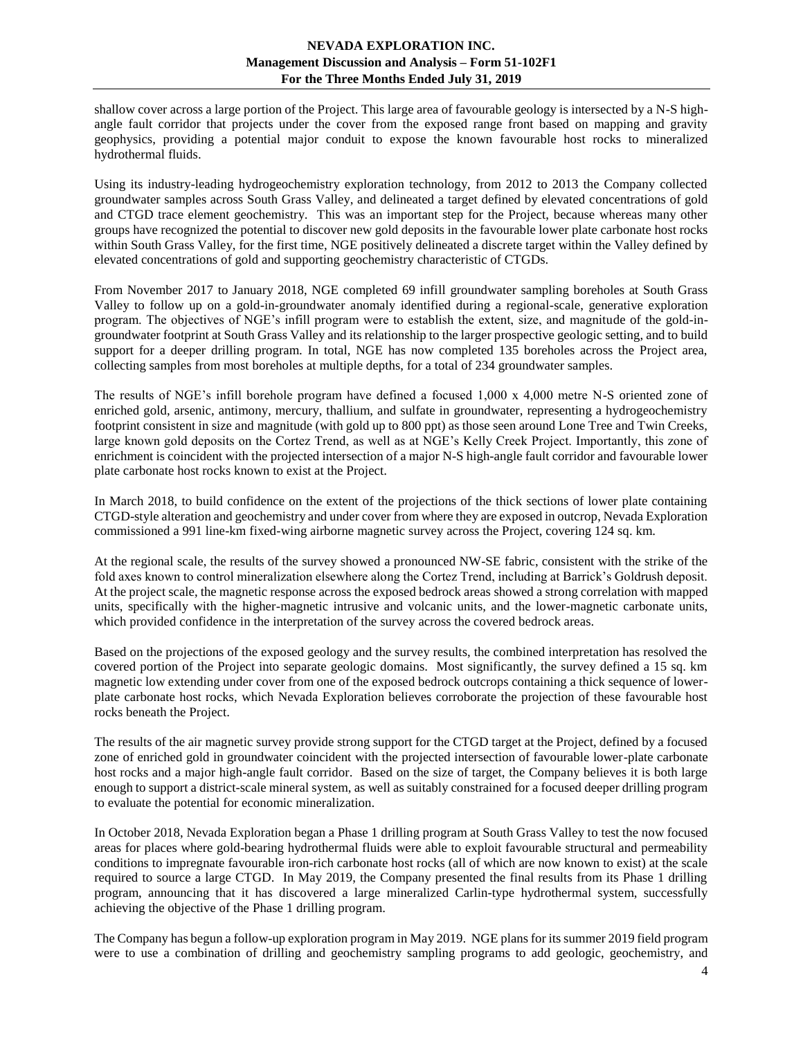shallow cover across a large portion of the Project. This large area of favourable geology is intersected by a N-S high-angle fault corridor that projects under the cover from the exposed range front based on mapping and gravity geophysics, providing a potential major conduit to expose the known favourable host rocks to mineralized hydrothermal fluids.

Using its industry-leading hydrogeochemistry exploration technology, from 2012 to 2013 the Company collected groundwater samples across South Grass Valley, and delineated a target defined by elevated concentrations of gold and CTGD trace element geochemistry. This was an important step for the Project, because whereas many other groups have recognized the potential to discover new gold deposits in the favourable lower plate carbonate host rocks within South Grass Valley, for the first time, NGE positively delineated a discrete target within the Valley defined by elevated concentrations of gold and supporting geochemistry characteristic of CTGDs.

From November 2017 to January 2018, NGE completed 69 infill groundwater sampling boreholes at South Grass Valley to follow up on a gold-in-groundwater anomaly identified during a regional-scale, generative exploration program. The objectives of NGE's infill program were to establish the extent, size, and magnitude of the gold-in-groundwater footprint at South Grass Valley and its relationship to the larger prospective geologic setting, and to build support for a deeper drilling program. In total, NGE has now completed 135 boreholes across the Project area, collecting samples from most boreholes at multiple depths, for a total of 234 groundwater samples.

The results of NGE's infill borehole program have defined a focused 1,000 x 4,000 metre N-S oriented zone of enriched gold, arsenic, antimony, mercury, thallium, and sulfate in groundwater, representing a hydrogeochemistry footprint consistent in size and magnitude (with gold up to 800 ppt) as those seen around Lone Tree and Twin Creeks, large known gold deposits on the Cortez Trend, as well as at NGE's Kelly Creek Project. Importantly, this zone of enrichment is coincident with the projected intersection of a major N-S high-angle fault corridor and favourable lower plate carbonate host rocks known to exist at the Project.

In March 2018, to build confidence on the extent of the projections of the thick sections of lower plate containing CTGD-style alteration and geochemistry and under cover from where they are exposed in outcrop, Nevada Exploration commissioned a 991 line-km fixed-wing airborne magnetic survey across the Project, covering 124 sq. km.

At the regional scale, the results of the survey showed a pronounced NW-SE fabric, consistent with the strike of the fold axes known to control mineralization elsewhere along the Cortez Trend, including at Barrick's Goldrush deposit. At the project scale, the magnetic response across the exposed bedrock areas showed a strong correlation with mapped units, specifically with the higher-magnetic intrusive and volcanic units, and the lower-magnetic carbonate units, which provided confidence in the interpretation of the survey across the covered bedrock areas.

Based on the projections of the exposed geology and the survey results, the combined interpretation has resolved the covered portion of the Project into separate geologic domains. Most significantly, the survey defined a 15 sq. km magnetic low extending under cover from one of the exposed bedrock outcrops containing a thick sequence of lower-plate carbonate host rocks, which Nevada Exploration believes corroborate the projection of these favourable host rocks beneath the Project.

The results of the air magnetic survey provide strong support for the CTGD target at the Project, defined by a focused zone of enriched gold in groundwater coincident with the projected intersection of favourable lower-plate carbonate host rocks and a major high-angle fault corridor. Based on the size of target, the Company believes it is both large enough to support a district-scale mineral system, as well as suitably constrained for a focused deeper drilling program to evaluate the potential for economic mineralization.

In October 2018, Nevada Exploration began a Phase 1 drilling program at South Grass Valley to test the now focused areas for places where gold-bearing hydrothermal fluids were able to exploit favourable structural and permeability conditions to impregnate favourable iron-rich carbonate host rocks (all of which are now known to exist) at the scale required to source a large CTGD. In May 2019, the Company presented the final results from its Phase 1 drilling program, announcing that it has discovered a large mineralized Carlin-type hydrothermal system, successfully achieving the objective of the Phase 1 drilling program.

The Company has begun a follow-up exploration program in May 2019. NGE plans for its summer 2019 field program were to use a combination of drilling and geochemistry sampling programs to add geologic, geochemistry, and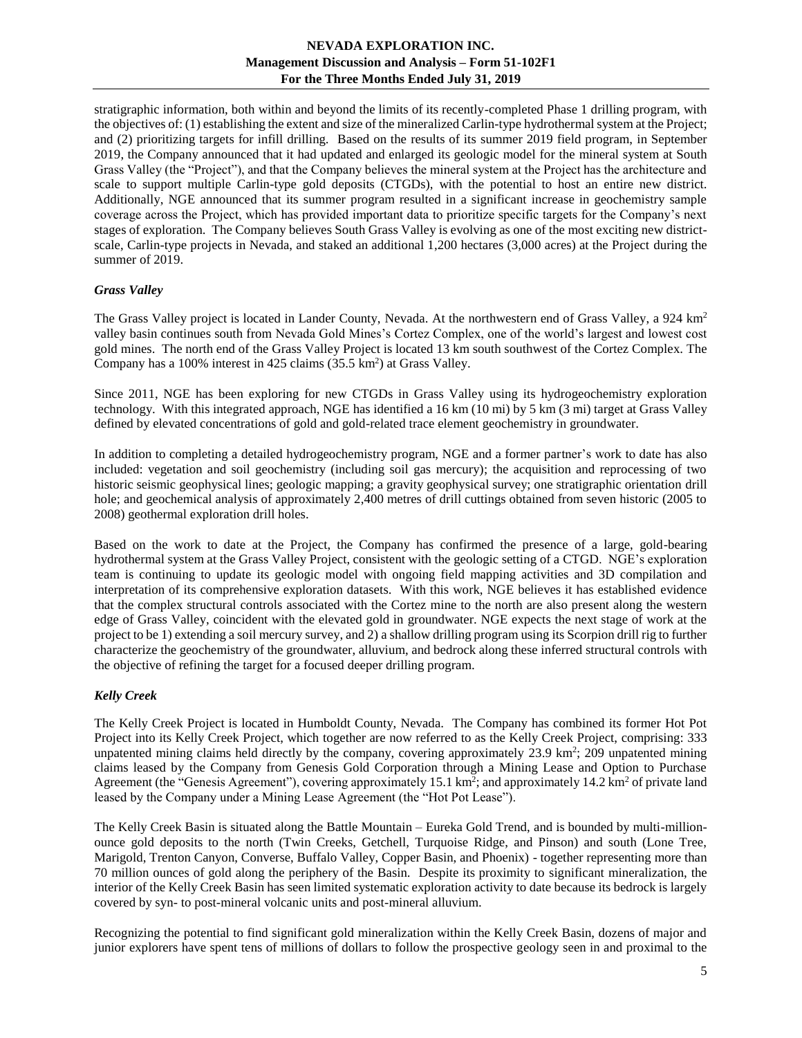stratigraphic information, both within and beyond the limits of its recently-completed Phase 1 drilling program, with the objectives of: (1) establishing the extent and size of the mineralized Carlin-type hydrothermal system at the Project; and (2) prioritizing targets for infill drilling. Based on the results of its summer 2019 field program, in September 2019, the Company announced that it had updated and enlarged its geologic model for the mineral system at South Grass Valley (the "Project"), and that the Company believes the mineral system at the Project has the architecture and scale to support multiple Carlin-type gold deposits (CTGDs), with the potential to host an entire new district. Additionally, NGE announced that its summer program resulted in a significant increase in geochemistry sample coverage across the Project, which has provided important data to prioritize specific targets for the Company's next stages of exploration. The Company believes South Grass Valley is evolving as one of the most exciting new district-scale, Carlin-type projects in Nevada, and staked an additional 1,200 hectares (3,000 acres) at the Project during the summer of 2019.

### *Grass Valley*

The Grass Valley project is located in Lander County, Nevada. At the northwestern end of Grass Valley, a 924 km$^2$ valley basin continues south from Nevada Gold Mines's Cortez Complex, one of the world's largest and lowest cost gold mines. The north end of the Grass Valley Project is located 13 km south southwest of the Cortez Complex. The Company has a 100% interest in 425 claims (35.5 km$^2$) at Grass Valley.

Since 2011, NGE has been exploring for new CTGDs in Grass Valley using its hydrogeochemistry exploration technology. With this integrated approach, NGE has identified a 16 km (10 mi) by 5 km (3 mi) target at Grass Valley defined by elevated concentrations of gold and gold-related trace element geochemistry in groundwater.

In addition to completing a detailed hydrogeochemistry program, NGE and a former partner's work to date has also included: vegetation and soil geochemistry (including soil gas mercury); the acquisition and reprocessing of two historic seismic geophysical lines; geologic mapping; a gravity geophysical survey; one stratigraphic orientation drill hole; and geochemical analysis of approximately 2,400 metres of drill cuttings obtained from seven historic (2005 to 2008) geothermal exploration drill holes.

Based on the work to date at the Project, the Company has confirmed the presence of a large, gold-bearing hydrothermal system at the Grass Valley Project, consistent with the geologic setting of a CTGD. NGE's exploration team is continuing to update its geologic model with ongoing field mapping activities and 3D compilation and interpretation of its comprehensive exploration datasets. With this work, NGE believes it has established evidence that the complex structural controls associated with the Cortez mine to the north are also present along the western edge of Grass Valley, coincident with the elevated gold in groundwater. NGE expects the next stage of work at the project to be 1) extending a soil mercury survey, and 2) a shallow drilling program using its Scorpion drill rig to further characterize the geochemistry of the groundwater, alluvium, and bedrock along these inferred structural controls with the objective of refining the target for a focused deeper drilling program.

### *Kelly Creek*

The Kelly Creek Project is located in Humboldt County, Nevada. The Company has combined its former Hot Pot Project into its Kelly Creek Project, which together are now referred to as the Kelly Creek Project, comprising: 333 unpatented mining claims held directly by the company, covering approximately 23.9 km$^2$; 209 unpatented mining claims leased by the Company from Genesis Gold Corporation through a Mining Lease and Option to Purchase Agreement (the "Genesis Agreement"), covering approximately 15.1 km$^2$; and approximately 14.2 km$^2$ of private land leased by the Company under a Mining Lease Agreement (the "Hot Pot Lease").

The Kelly Creek Basin is situated along the Battle Mountain – Eureka Gold Trend, and is bounded by multi-million-ounce gold deposits to the north (Twin Creeks, Getchell, Turquoise Ridge, and Pinson) and south (Lone Tree, Marigold, Trenton Canyon, Converse, Buffalo Valley, Copper Basin, and Phoenix) - together representing more than 70 million ounces of gold along the periphery of the Basin. Despite its proximity to significant mineralization, the interior of the Kelly Creek Basin has seen limited systematic exploration activity to date because its bedrock is largely covered by syn- to post-mineral volcanic units and post-mineral alluvium.

Recognizing the potential to find significant gold mineralization within the Kelly Creek Basin, dozens of major and junior explorers have spent tens of millions of dollars to follow the prospective geology seen in and proximal to the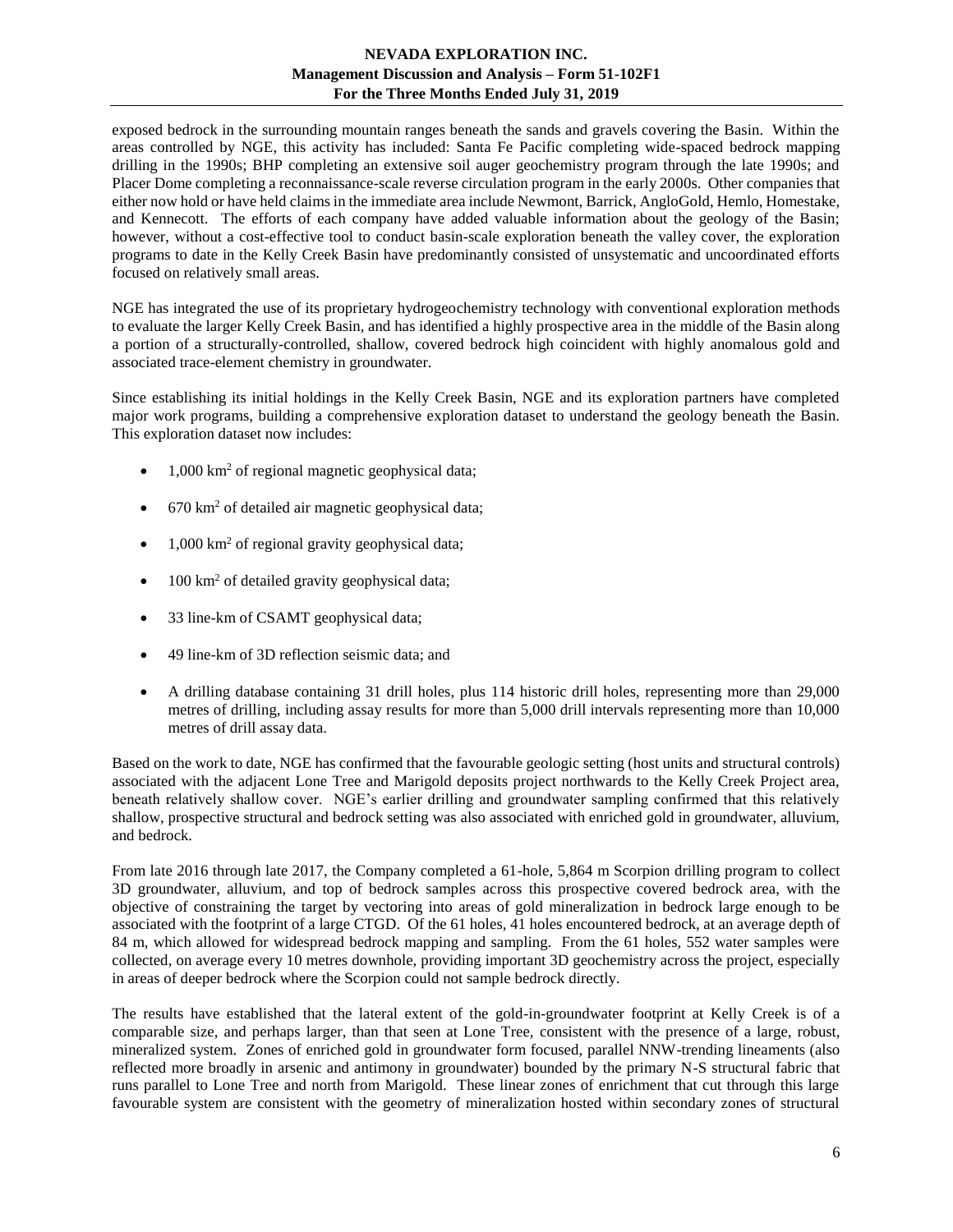exposed bedrock in the surrounding mountain ranges beneath the sands and gravels covering the Basin. Within the areas controlled by NGE, this activity has included: Santa Fe Pacific completing wide-spaced bedrock mapping drilling in the 1990s; BHP completing an extensive soil auger geochemistry program through the late 1990s; and Placer Dome completing a reconnaissance-scale reverse circulation program in the early 2000s. Other companies that either now hold or have held claims in the immediate area include Newmont, Barrick, AngloGold, Hemlo, Homestake, and Kennecott. The efforts of each company have added valuable information about the geology of the Basin; however, without a cost-effective tool to conduct basin-scale exploration beneath the valley cover, the exploration programs to date in the Kelly Creek Basin have predominantly consisted of unsystematic and uncoordinated efforts focused on relatively small areas.

NGE has integrated the use of its proprietary hydrogeochemistry technology with conventional exploration methods to evaluate the larger Kelly Creek Basin, and has identified a highly prospective area in the middle of the Basin along a portion of a structurally-controlled, shallow, covered bedrock high coincident with highly anomalous gold and associated trace-element chemistry in groundwater.

Since establishing its initial holdings in the Kelly Creek Basin, NGE and its exploration partners have completed major work programs, building a comprehensive exploration dataset to understand the geology beneath the Basin. This exploration dataset now includes:

- 1,000 $km^2$ of regional magnetic geophysical data;
- 670 $km^2$ of detailed air magnetic geophysical data;
- 1,000 $km^2$ of regional gravity geophysical data;
- 100 $km^2$ of detailed gravity geophysical data;
- 33 line-km of CSAMT geophysical data;
- 49 line-km of 3D reflection seismic data; and
- A drilling database containing 31 drill holes, plus 114 historic drill holes, representing more than 29,000 metres of drilling, including assay results for more than 5,000 drill intervals representing more than 10,000 metres of drill assay data.

Based on the work to date, NGE has confirmed that the favourable geologic setting (host units and structural controls) associated with the adjacent Lone Tree and Marigold deposits project northwards to the Kelly Creek Project area, beneath relatively shallow cover. NGE's earlier drilling and groundwater sampling confirmed that this relatively shallow, prospective structural and bedrock setting was also associated with enriched gold in groundwater, alluvium, and bedrock.

From late 2016 through late 2017, the Company completed a 61-hole, 5,864 m Scorpion drilling program to collect 3D groundwater, alluvium, and top of bedrock samples across this prospective covered bedrock area, with the objective of constraining the target by vectoring into areas of gold mineralization in bedrock large enough to be associated with the footprint of a large CTGD. Of the 61 holes, 41 holes encountered bedrock, at an average depth of 84 m, which allowed for widespread bedrock mapping and sampling. From the 61 holes, 552 water samples were collected, on average every 10 metres downhole, providing important 3D geochemistry across the project, especially in areas of deeper bedrock where the Scorpion could not sample bedrock directly.

The results have established that the lateral extent of the gold-in-groundwater footprint at Kelly Creek is of a comparable size, and perhaps larger, than that seen at Lone Tree, consistent with the presence of a large, robust, mineralized system. Zones of enriched gold in groundwater form focused, parallel NNW-trending lineaments (also reflected more broadly in arsenic and antimony in groundwater) bounded by the primary N-S structural fabric that runs parallel to Lone Tree and north from Marigold. These linear zones of enrichment that cut through this large favourable system are consistent with the geometry of mineralization hosted within secondary zones of structural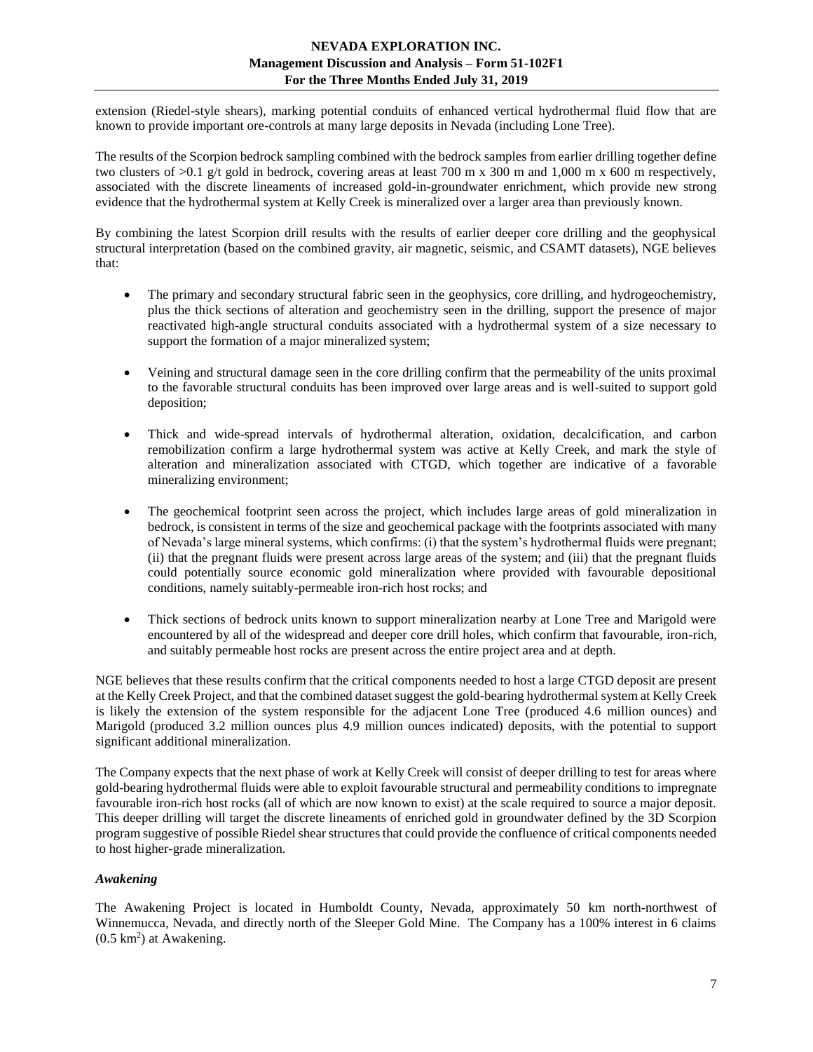extension (Riedel-style shears), marking potential conduits of enhanced vertical hydrothermal fluid flow that are known to provide important ore-controls at many large deposits in Nevada (including Lone Tree).

The results of the Scorpion bedrock sampling combined with the bedrock samples from earlier drilling together define two clusters of >0.1 g/t gold in bedrock, covering areas at least 700 m x 300 m and 1,000 m x 600 m respectively, associated with the discrete lineaments of increased gold-in-groundwater enrichment, which provide new strong evidence that the hydrothermal system at Kelly Creek is mineralized over a larger area than previously known.

By combining the latest Scorpion drill results with the results of earlier deeper core drilling and the geophysical structural interpretation (based on the combined gravity, air magnetic, seismic, and CSAMT datasets), NGE believes that:

- The primary and secondary structural fabric seen in the geophysics, core drilling, and hydrogeochemistry, plus the thick sections of alteration and geochemistry seen in the drilling, support the presence of major reactivated high-angle structural conduits associated with a hydrothermal system of a size necessary to support the formation of a major mineralized system;
- Veining and structural damage seen in the core drilling confirm that the permeability of the units proximal to the favorable structural conduits has been improved over large areas and is well-suited to support gold deposition;
- Thick and wide-spread intervals of hydrothermal alteration, oxidation, decalcification, and carbon remobilization confirm a large hydrothermal system was active at Kelly Creek, and mark the style of alteration and mineralization associated with CTGD, which together are indicative of a favorable mineralizing environment;
- The geochemical footprint seen across the project, which includes large areas of gold mineralization in bedrock, is consistent in terms of the size and geochemical package with the footprints associated with many of Nevada's large mineral systems, which confirms: (i) that the system's hydrothermal fluids were pregnant; (ii) that the pregnant fluids were present across large areas of the system; and (iii) that the pregnant fluids could potentially source economic gold mineralization where provided with favourable depositional conditions, namely suitably-permeable iron-rich host rocks; and
- Thick sections of bedrock units known to support mineralization nearby at Lone Tree and Marigold were encountered by all of the widespread and deeper core drill holes, which confirm that favourable, iron-rich, and suitably permeable host rocks are present across the entire project area and at depth.

NGE believes that these results confirm that the critical components needed to host a large CTGD deposit are present at the Kelly Creek Project, and that the combined dataset suggest the gold-bearing hydrothermal system at Kelly Creek is likely the extension of the system responsible for the adjacent Lone Tree (produced 4.6 million ounces) and Marigold (produced 3.2 million ounces plus 4.9 million ounces indicated) deposits, with the potential to support significant additional mineralization.

The Company expects that the next phase of work at Kelly Creek will consist of deeper drilling to test for areas where gold-bearing hydrothermal fluids were able to exploit favourable structural and permeability conditions to impregnate favourable iron-rich host rocks (all of which are now known to exist) at the scale required to source a major deposit. This deeper drilling will target the discrete lineaments of enriched gold in groundwater defined by the 3D Scorpion program suggestive of possible Riedel shear structures that could provide the confluence of critical components needed to host higher-grade mineralization.

### *Awakening*

The Awakening Project is located in Humboldt County, Nevada, approximately 50 km north-northwest of Winnemucca, Nevada, and directly north of the Sleeper Gold Mine. The Company has a 100% interest in 6 claims ($0.5\ km^2$) at Awakening.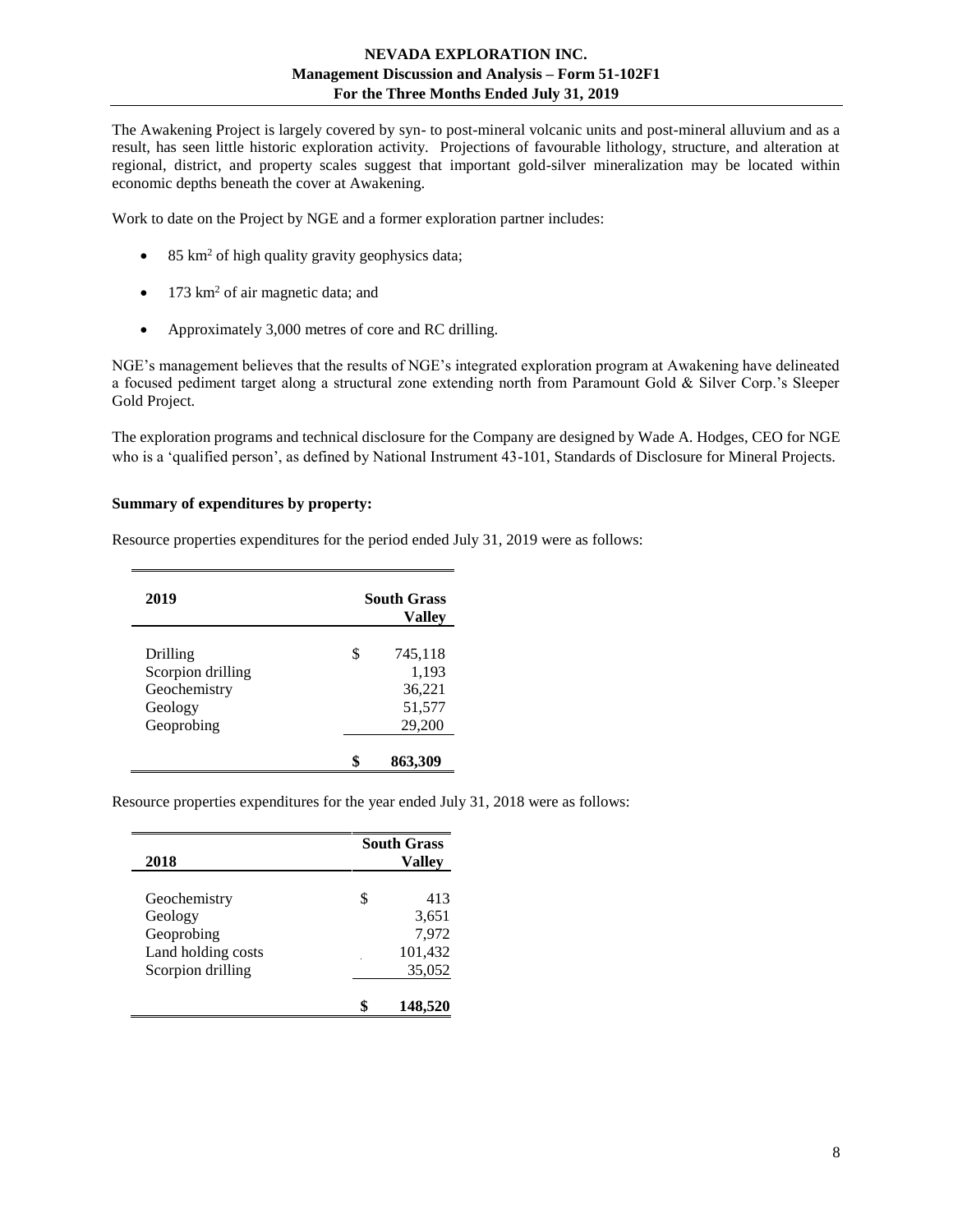The Awakening Project is largely covered by syn- to post-mineral volcanic units and post-mineral alluvium and as a result, has seen little historic exploration activity. Projections of favourable lithology, structure, and alteration at regional, district, and property scales suggest that important gold-silver mineralization may be located within economic depths beneath the cover at Awakening.

Work to date on the Project by NGE and a former exploration partner includes:

- 85 km$^2$ of high quality gravity geophysics data;
- 173 km$^2$ of air magnetic data; and
- Approximately 3,000 metres of core and RC drilling.

NGE's management believes that the results of NGE's integrated exploration program at Awakening have delineated a focused pediment target along a structural zone extending north from Paramount Gold & Silver Corp.'s Sleeper Gold Project.

The exploration programs and technical disclosure for the Company are designed by Wade A. Hodges, CEO for NGE who is a 'qualified person', as defined by National Instrument 43-101, Standards of Disclosure for Mineral Projects.

**Summary of expenditures by property:**

Resource properties expenditures for the period ended July 31, 2019 were as follows:

| 2019 | South Grass Valley |
|---|---|
| Drilling | $ 745,118 |
| Scorpion drilling | 1,193 |
| Geochemistry | 36,221 |
| Geology | 51,577 |
| Geoprobing | 29,200 |
| | **$ 863,309** |

Resource properties expenditures for the year ended July 31, 2018 were as follows:

| 2018 | South Grass Valley |
|---|---|
| Geochemistry | $ 413 |
| Geology | 3,651 |
| Geoprobing | 7,972 |
| Land holding costs | 101,432 |
| Scorpion drilling | 35,052 |
| | **$ 148,520** |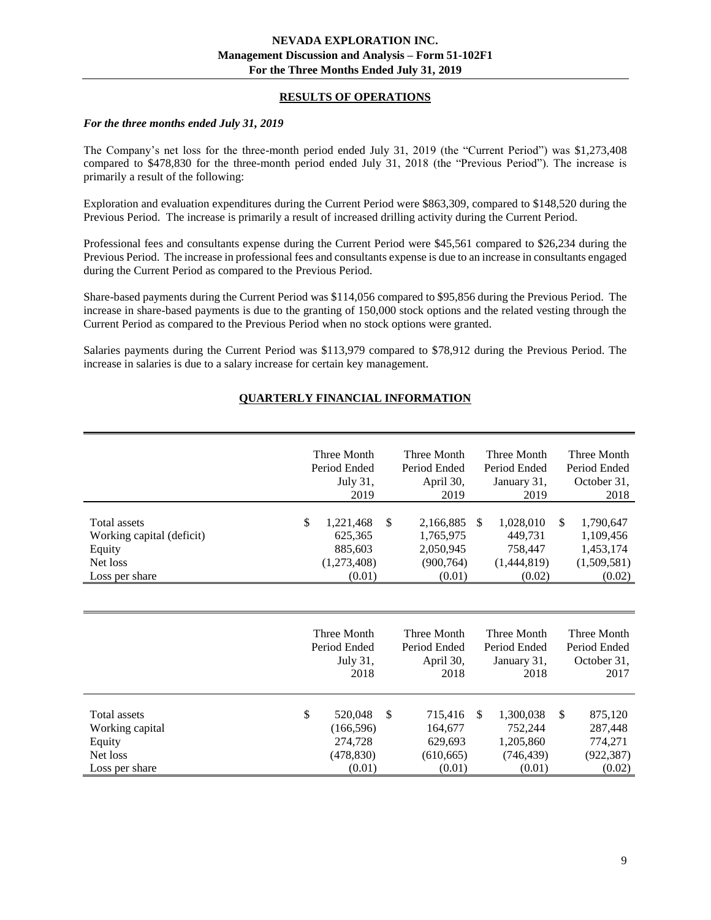## RESULTS OF OPERATIONS

### *For the three months ended July 31, 2019*

The Company's net loss for the three-month period ended July 31, 2019 (the "Current Period") was $1,273,408 compared to $478,830 for the three-month period ended July 31, 2018 (the "Previous Period"). The increase is primarily a result of the following:

Exploration and evaluation expenditures during the Current Period were $863,309, compared to $148,520 during the Previous Period. The increase is primarily a result of increased drilling activity during the Current Period.

Professional fees and consultants expense during the Current Period were $45,561 compared to $26,234 during the Previous Period. The increase in professional fees and consultants expense is due to an increase in consultants engaged during the Current Period as compared to the Previous Period.

Share-based payments during the Current Period was $114,056 compared to $95,856 during the Previous Period. The increase in share-based payments is due to the granting of 150,000 stock options and the related vesting through the Current Period as compared to the Previous Period when no stock options were granted.

Salaries payments during the Current Period was $113,979 compared to $78,912 during the Previous Period. The increase in salaries is due to a salary increase for certain key management.

## QUARTERLY FINANCIAL INFORMATION

| | Three Month Period Ended July 31, 2019 | Three Month Period Ended April 30, 2019 | Three Month Period Ended January 31, 2019 | Three Month Period Ended October 31, 2018 |
|---|---|---|---|---|
| Total assets | $ 1,221,468 | $ 2,166,885 | $ 1,028,010 | $ 1,790,647 |
| Working capital (deficit) | 625,365 | 1,765,975 | 449,731 | 1,109,456 |
| Equity | 885,603 | 2,050,945 | 758,447 | 1,453,174 |
| Net loss | (1,273,408) | (900,764) | (1,444,819) | (1,509,581) |
| Loss per share | (0.01) | (0.01) | (0.02) | (0.02) |

| | Three Month Period Ended July 31, 2018 | Three Month Period Ended April 30, 2018 | Three Month Period Ended January 31, 2018 | Three Month Period Ended October 31, 2017 |
|---|---|---|---|---|
| Total assets | $ 520,048 | $ 715,416 | $ 1,300,038 | $ 875,120 |
| Working capital | (166,596) | 164,677 | 752,244 | 287,448 |
| Equity | 274,728 | 629,693 | 1,205,860 | 774,271 |
| Net loss | (478,830) | (610,665) | (746,439) | (922,387) |
| Loss per share | (0.01) | (0.01) | (0.01) | (0.02) |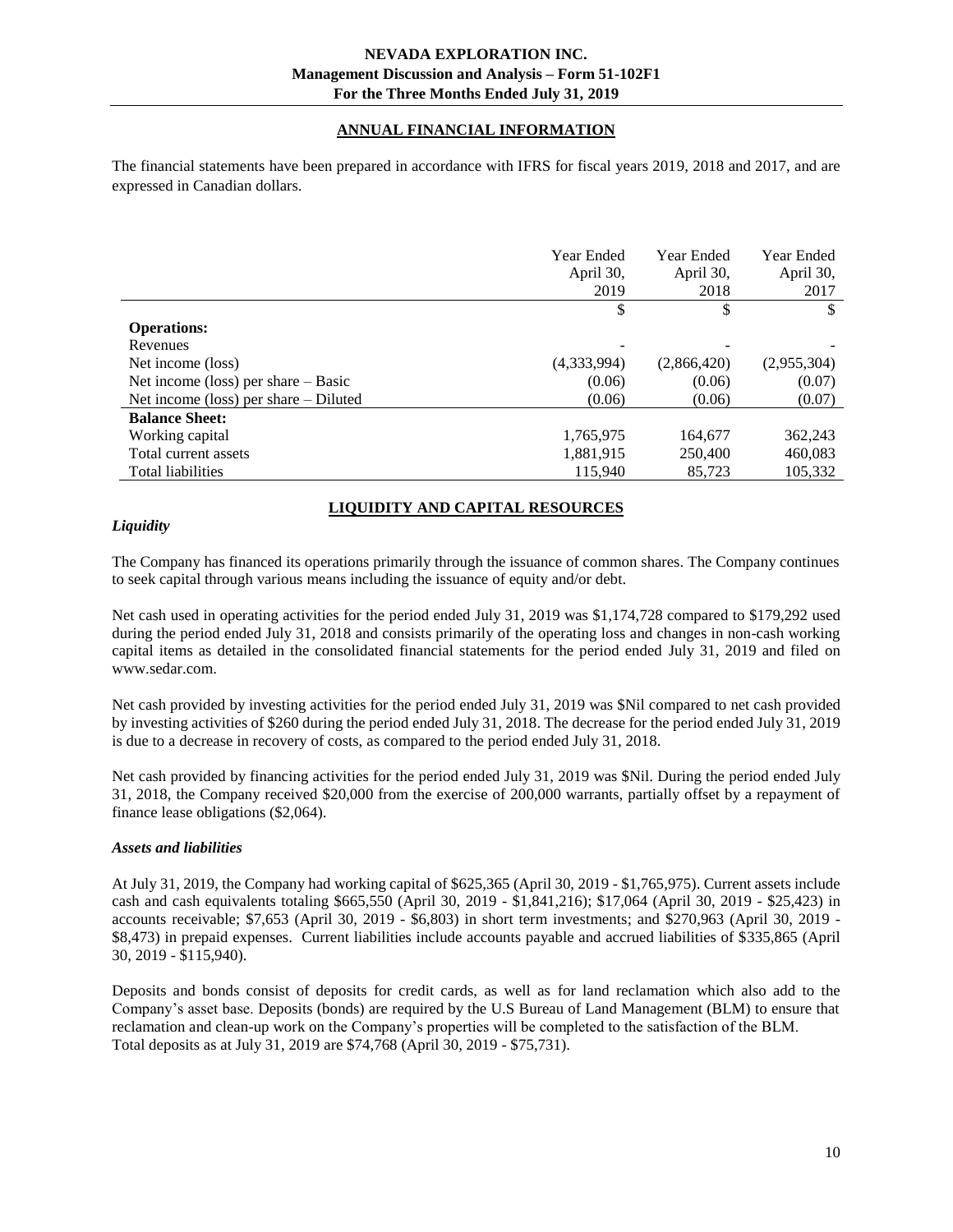## ANNUAL FINANCIAL INFORMATION

The financial statements have been prepared in accordance with IFRS for fiscal years 2019, 2018 and 2017, and are expressed in Canadian dollars.

| | Year Ended April 30, 2019 | Year Ended April 30, 2018 | Year Ended April 30, 2017 |
|---|---|---|---|
| | $ | $ | $ |
| **Operations:** | | | |
| Revenues | - | - | - |
| Net income (loss) | (4,333,994) | (2,866,420) | (2,955,304) |
| Net income (loss) per share – Basic | (0.06) | (0.06) | (0.07) |
| Net income (loss) per share – Diluted | (0.06) | (0.06) | (0.07) |
| **Balance Sheet:** | | | |
| Working capital | 1,765,975 | 164,677 | 362,243 |
| Total current assets | 1,881,915 | 250,400 | 460,083 |
| Total liabilities | 115,940 | 85,723 | 105,332 |

## LIQUIDITY AND CAPITAL RESOURCES

### *Liquidity*

The Company has financed its operations primarily through the issuance of common shares. The Company continues to seek capital through various means including the issuance of equity and/or debt.

Net cash used in operating activities for the period ended July 31, 2019 was $1,174,728 compared to $179,292 used during the period ended July 31, 2018 and consists primarily of the operating loss and changes in non-cash working capital items as detailed in the consolidated financial statements for the period ended July 31, 2019 and filed on www.sedar.com.

Net cash provided by investing activities for the period ended July 31, 2019 was $Nil compared to net cash provided by investing activities of $260 during the period ended July 31, 2018. The decrease for the period ended July 31, 2019 is due to a decrease in recovery of costs, as compared to the period ended July 31, 2018.

Net cash provided by financing activities for the period ended July 31, 2019 was $Nil. During the period ended July 31, 2018, the Company received $20,000 from the exercise of 200,000 warrants, partially offset by a repayment of finance lease obligations ($2,064).

### *Assets and liabilities*

At July 31, 2019, the Company had working capital of $625,365 (April 30, 2019 - $1,765,975). Current assets include cash and cash equivalents totaling $665,550 (April 30, 2019 - $1,841,216); $17,064 (April 30, 2019 - $25,423) in accounts receivable; $7,653 (April 30, 2019 - $6,803) in short term investments; and $270,963 (April 30, 2019 - $8,473) in prepaid expenses. Current liabilities include accounts payable and accrued liabilities of $335,865 (April 30, 2019 - $115,940).

Deposits and bonds consist of deposits for credit cards, as well as for land reclamation which also add to the Company's asset base. Deposits (bonds) are required by the U.S Bureau of Land Management (BLM) to ensure that reclamation and clean-up work on the Company's properties will be completed to the satisfaction of the BLM. Total deposits as at July 31, 2019 are $74,768 (April 30, 2019 - $75,731).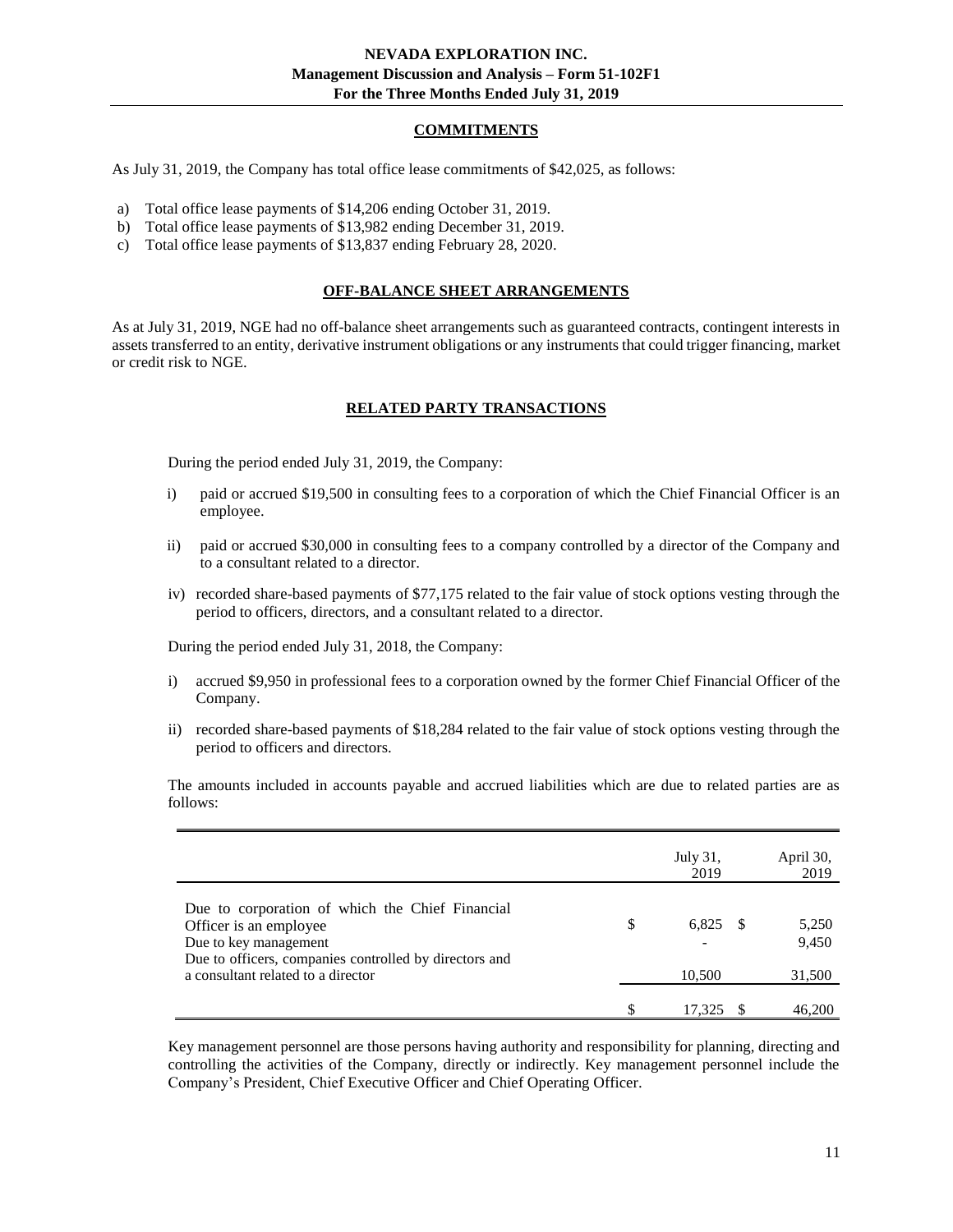## COMMITMENTS

As July 31, 2019, the Company has total office lease commitments of $42,025, as follows:

a) Total office lease payments of $14,206 ending October 31, 2019.
b) Total office lease payments of $13,982 ending December 31, 2019.
c) Total office lease payments of $13,837 ending February 28, 2020.

## OFF-BALANCE SHEET ARRANGEMENTS

As at July 31, 2019, NGE had no off-balance sheet arrangements such as guaranteed contracts, contingent interests in assets transferred to an entity, derivative instrument obligations or any instruments that could trigger financing, market or credit risk to NGE.

## RELATED PARTY TRANSACTIONS

During the period ended July 31, 2019, the Company:

i) paid or accrued $19,500 in consulting fees to a corporation of which the Chief Financial Officer is an employee.

ii) paid or accrued $30,000 in consulting fees to a company controlled by a director of the Company and to a consultant related to a director.

iv) recorded share-based payments of $77,175 related to the fair value of stock options vesting through the period to officers, directors, and a consultant related to a director.

During the period ended July 31, 2018, the Company:

i) accrued $9,950 in professional fees to a corporation owned by the former Chief Financial Officer of the Company.

ii) recorded share-based payments of $18,284 related to the fair value of stock options vesting through the period to officers and directors.

The amounts included in accounts payable and accrued liabilities which are due to related parties are as follows:

| | July 31, 2019 | April 30, 2019 |
|---|---|---|
| Due to corporation of which the Chief Financial Officer is an employee | $ 6,825 | $ 5,250 |
| Due to key management | - | 9,450 |
| Due to officers, companies controlled by directors and a consultant related to a director | 10,500 | 31,500 |
| | $ 17,325 | $ 46,200 |

Key management personnel are those persons having authority and responsibility for planning, directing and controlling the activities of the Company, directly or indirectly. Key management personnel include the Company's President, Chief Executive Officer and Chief Operating Officer.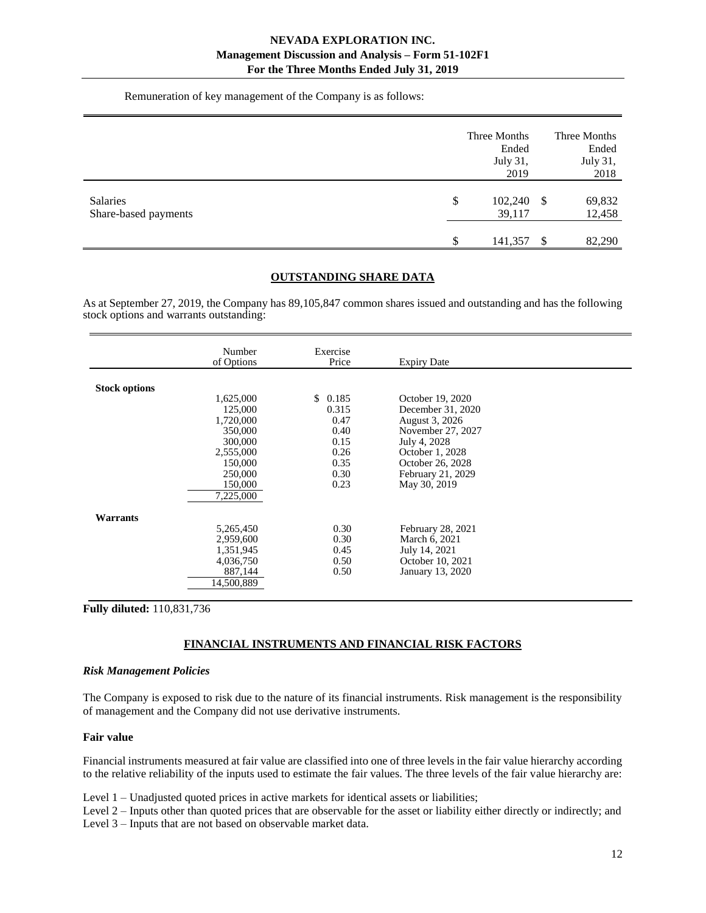Remuneration of key management of the Company is as follows:

| | Three Months Ended July 31, 2019 | Three Months Ended July 31, 2018 |
|---|---|---|
| Salaries | $ 102,240 | $ 69,832 |
| Share-based payments | 39,117 | 12,458 |
| | $ 141,357 | $ 82,290 |

## OUTSTANDING SHARE DATA

As at September 27, 2019, the Company has 89,105,847 common shares issued and outstanding and has the following stock options and warrants outstanding:

| | Number of Options | Exercise Price | Expiry Date |
|---|---|---|---|
| **Stock options** | | | |
| | 1,625,000 | $ 0.185 | October 19, 2020 |
| | 125,000 | 0.315 | December 31, 2020 |
| | 1,720,000 | 0.47 | August 3, 2026 |
| | 350,000 | 0.40 | November 27, 2027 |
| | 300,000 | 0.15 | July 4, 2028 |
| | 2,555,000 | 0.26 | October 1, 2028 |
| | 150,000 | 0.35 | October 26, 2028 |
| | 250,000 | 0.30 | February 21, 2029 |
| | 150,000 | 0.23 | May 30, 2019 |
| | 7,225,000 | | |
| **Warrants** | | | |
| | 5,265,450 | 0.30 | February 28, 2021 |
| | 2,959,600 | 0.30 | March 6, 2021 |
| | 1,351,945 | 0.45 | July 14, 2021 |
| | 4,036,750 | 0.50 | October 10, 2021 |
| | 887,144 | 0.50 | January 13, 2020 |
| | 14,500,889 | | |

**Fully diluted:** 110,831,736

## FINANCIAL INSTRUMENTS AND FINANCIAL RISK FACTORS

### *Risk Management Policies*

The Company is exposed to risk due to the nature of its financial instruments. Risk management is the responsibility of management and the Company did not use derivative instruments.

### Fair value

Financial instruments measured at fair value are classified into one of three levels in the fair value hierarchy according to the relative reliability of the inputs used to estimate the fair values. The three levels of the fair value hierarchy are:

Level 1 – Unadjusted quoted prices in active markets for identical assets or liabilities;
Level 2 – Inputs other than quoted prices that are observable for the asset or liability either directly or indirectly; and
Level 3 – Inputs that are not based on observable market data.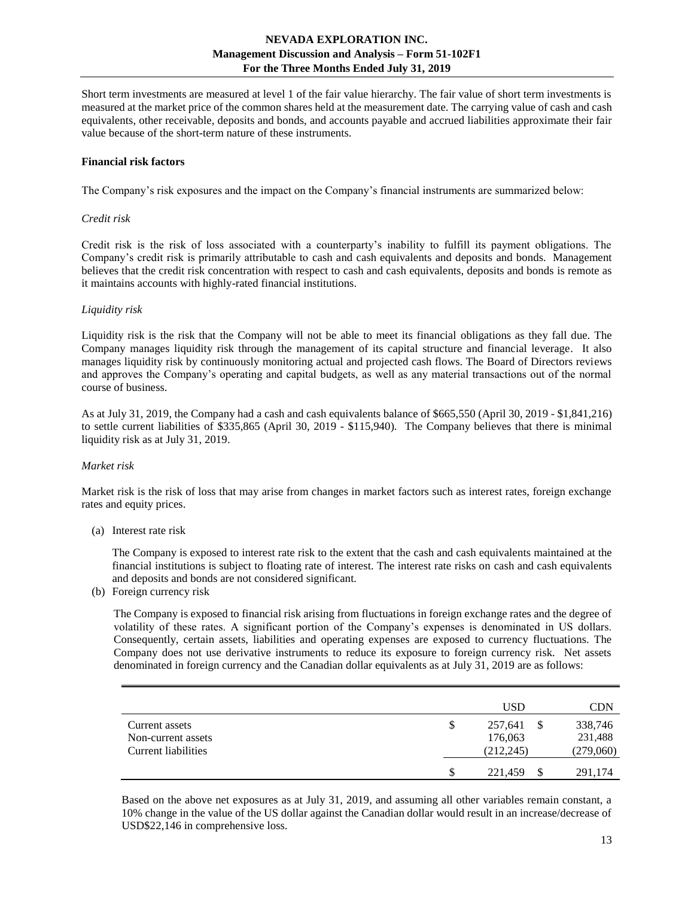Short term investments are measured at level 1 of the fair value hierarchy. The fair value of short term investments is measured at the market price of the common shares held at the measurement date. The carrying value of cash and cash equivalents, other receivable, deposits and bonds, and accounts payable and accrued liabilities approximate their fair value because of the short-term nature of these instruments.

**Financial risk factors**

The Company's risk exposures and the impact on the Company's financial instruments are summarized below:

*Credit risk*

Credit risk is the risk of loss associated with a counterparty's inability to fulfill its payment obligations. The Company's credit risk is primarily attributable to cash and cash equivalents and deposits and bonds. Management believes that the credit risk concentration with respect to cash and cash equivalents, deposits and bonds is remote as it maintains accounts with highly-rated financial institutions.

*Liquidity risk*

Liquidity risk is the risk that the Company will not be able to meet its financial obligations as they fall due. The Company manages liquidity risk through the management of its capital structure and financial leverage. It also manages liquidity risk by continuously monitoring actual and projected cash flows. The Board of Directors reviews and approves the Company's operating and capital budgets, as well as any material transactions out of the normal course of business.

As at July 31, 2019, the Company had a cash and cash equivalents balance of $665,550 (April 30, 2019 - $1,841,216) to settle current liabilities of $335,865 (April 30, 2019 - $115,940). The Company believes that there is minimal liquidity risk as at July 31, 2019.

*Market risk*

Market risk is the risk of loss that may arise from changes in market factors such as interest rates, foreign exchange rates and equity prices.

(a) Interest rate risk

The Company is exposed to interest rate risk to the extent that the cash and cash equivalents maintained at the financial institutions is subject to floating rate of interest. The interest rate risks on cash and cash equivalents and deposits and bonds are not considered significant.

(b) Foreign currency risk

The Company is exposed to financial risk arising from fluctuations in foreign exchange rates and the degree of volatility of these rates. A significant portion of the Company's expenses is denominated in US dollars. Consequently, certain assets, liabilities and operating expenses are exposed to currency fluctuations. The Company does not use derivative instruments to reduce its exposure to foreign currency risk. Net assets denominated in foreign currency and the Canadian dollar equivalents as at July 31, 2019 are as follows:

| | USD | CDN |
|---|---|---|
| Current assets | $ 257,641 | $ 338,746 |
| Non-current assets | 176,063 | 231,488 |
| Current liabilities | (212,245) | (279,060) |
| | $ 221,459 | $ 291,174 |

Based on the above net exposures as at July 31, 2019, and assuming all other variables remain constant, a 10% change in the value of the US dollar against the Canadian dollar would result in an increase/decrease of USD$22,146 in comprehensive loss.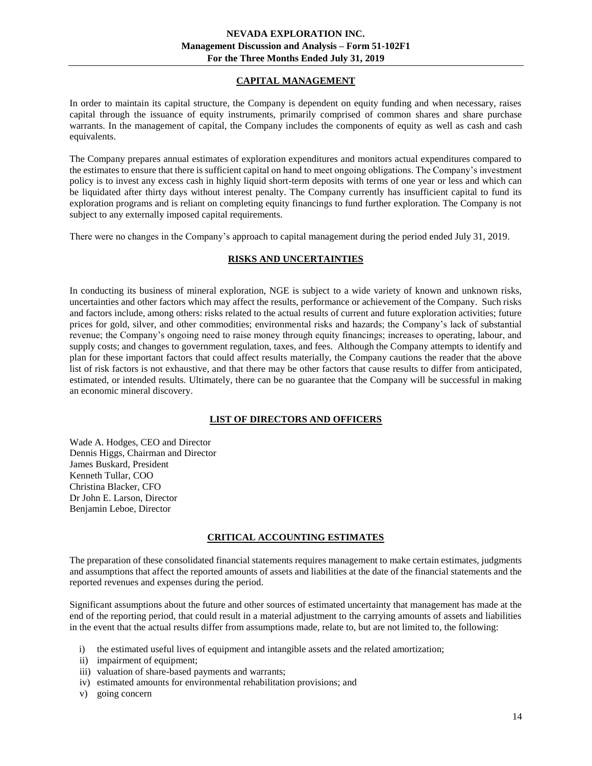## CAPITAL MANAGEMENT

In order to maintain its capital structure, the Company is dependent on equity funding and when necessary, raises capital through the issuance of equity instruments, primarily comprised of common shares and share purchase warrants. In the management of capital, the Company includes the components of equity as well as cash and cash equivalents.

The Company prepares annual estimates of exploration expenditures and monitors actual expenditures compared to the estimates to ensure that there is sufficient capital on hand to meet ongoing obligations. The Company's investment policy is to invest any excess cash in highly liquid short-term deposits with terms of one year or less and which can be liquidated after thirty days without interest penalty. The Company currently has insufficient capital to fund its exploration programs and is reliant on completing equity financings to fund further exploration. The Company is not subject to any externally imposed capital requirements.

There were no changes in the Company's approach to capital management during the period ended July 31, 2019.

## RISKS AND UNCERTAINTIES

In conducting its business of mineral exploration, NGE is subject to a wide variety of known and unknown risks, uncertainties and other factors which may affect the results, performance or achievement of the Company. Such risks and factors include, among others: risks related to the actual results of current and future exploration activities; future prices for gold, silver, and other commodities; environmental risks and hazards; the Company's lack of substantial revenue; the Company's ongoing need to raise money through equity financings; increases to operating, labour, and supply costs; and changes to government regulation, taxes, and fees. Although the Company attempts to identify and plan for these important factors that could affect results materially, the Company cautions the reader that the above list of risk factors is not exhaustive, and that there may be other factors that cause results to differ from anticipated, estimated, or intended results. Ultimately, there can be no guarantee that the Company will be successful in making an economic mineral discovery.

## LIST OF DIRECTORS AND OFFICERS

Wade A. Hodges, CEO and Director
Dennis Higgs, Chairman and Director
James Buskard, President
Kenneth Tullar, COO
Christina Blacker, CFO
Dr John E. Larson, Director
Benjamin Leboe, Director

## CRITICAL ACCOUNTING ESTIMATES

The preparation of these consolidated financial statements requires management to make certain estimates, judgments and assumptions that affect the reported amounts of assets and liabilities at the date of the financial statements and the reported revenues and expenses during the period.

Significant assumptions about the future and other sources of estimated uncertainty that management has made at the end of the reporting period, that could result in a material adjustment to the carrying amounts of assets and liabilities in the event that the actual results differ from assumptions made, relate to, but are not limited to, the following:

i) the estimated useful lives of equipment and intangible assets and the related amortization;
ii) impairment of equipment;
iii) valuation of share-based payments and warrants;
iv) estimated amounts for environmental rehabilitation provisions; and
v) going concern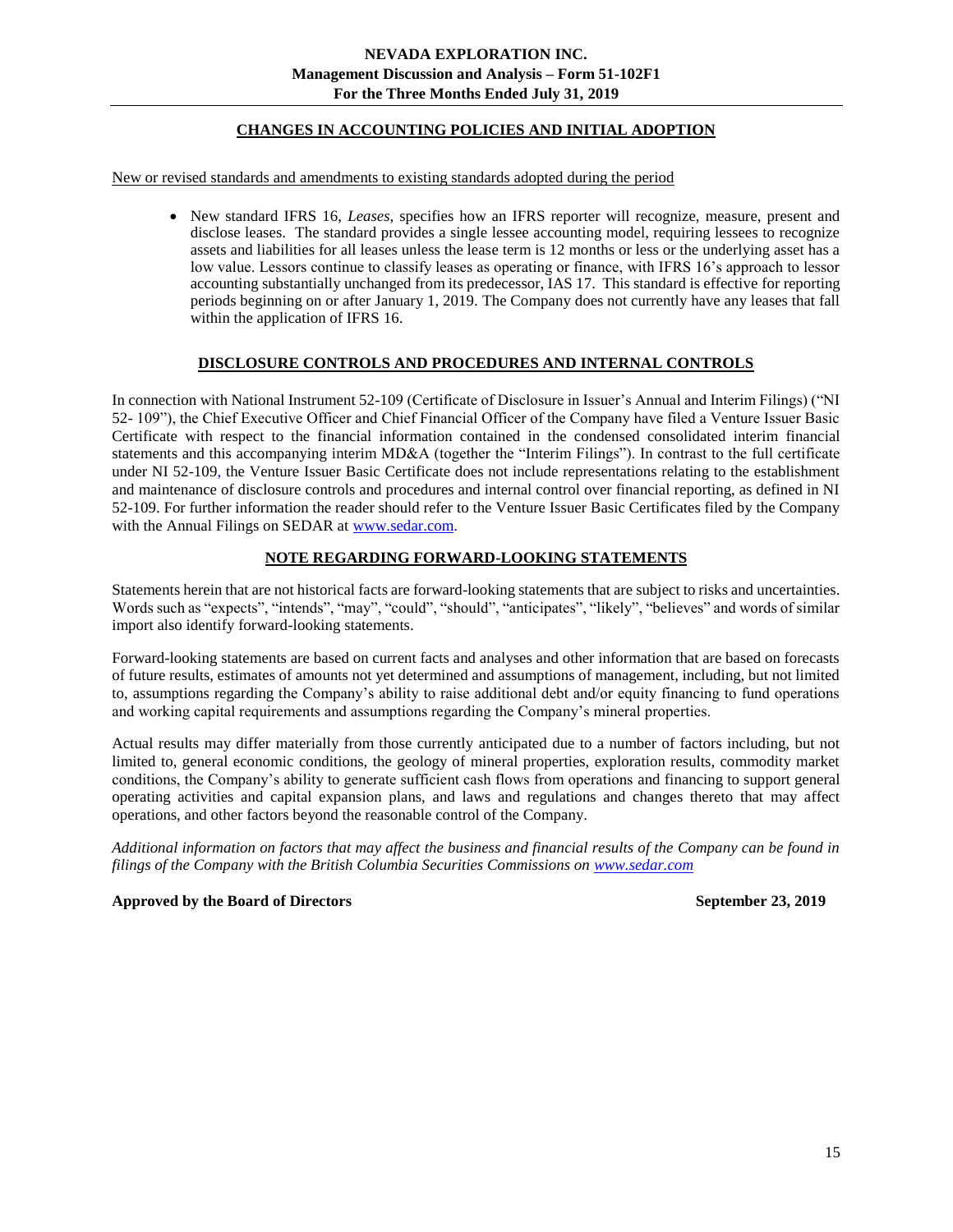## CHANGES IN ACCOUNTING POLICIES AND INITIAL ADOPTION

New or revised standards and amendments to existing standards adopted during the period

- New standard IFRS 16, *Leases*, specifies how an IFRS reporter will recognize, measure, present and disclose leases. The standard provides a single lessee accounting model, requiring lessees to recognize assets and liabilities for all leases unless the lease term is 12 months or less or the underlying asset has a low value. Lessors continue to classify leases as operating or finance, with IFRS 16's approach to lessor accounting substantially unchanged from its predecessor, IAS 17. This standard is effective for reporting periods beginning on or after January 1, 2019. The Company does not currently have any leases that fall within the application of IFRS 16.

## DISCLOSURE CONTROLS AND PROCEDURES AND INTERNAL CONTROLS

In connection with National Instrument 52-109 (Certificate of Disclosure in Issuer's Annual and Interim Filings) ("NI 52- 109"), the Chief Executive Officer and Chief Financial Officer of the Company have filed a Venture Issuer Basic Certificate with respect to the financial information contained in the condensed consolidated interim financial statements and this accompanying interim MD&A (together the "Interim Filings"). In contrast to the full certificate under NI 52-109, the Venture Issuer Basic Certificate does not include representations relating to the establishment and maintenance of disclosure controls and procedures and internal control over financial reporting, as defined in NI 52-109. For further information the reader should refer to the Venture Issuer Basic Certificates filed by the Company with the Annual Filings on SEDAR at www.sedar.com.

## NOTE REGARDING FORWARD-LOOKING STATEMENTS

Statements herein that are not historical facts are forward-looking statements that are subject to risks and uncertainties. Words such as "expects", "intends", "may", "could", "should", "anticipates", "likely", "believes" and words of similar import also identify forward-looking statements.

Forward-looking statements are based on current facts and analyses and other information that are based on forecasts of future results, estimates of amounts not yet determined and assumptions of management, including, but not limited to, assumptions regarding the Company's ability to raise additional debt and/or equity financing to fund operations and working capital requirements and assumptions regarding the Company's mineral properties.

Actual results may differ materially from those currently anticipated due to a number of factors including, but not limited to, general economic conditions, the geology of mineral properties, exploration results, commodity market conditions, the Company's ability to generate sufficient cash flows from operations and financing to support general operating activities and capital expansion plans, and laws and regulations and changes thereto that may affect operations, and other factors beyond the reasonable control of the Company.

*Additional information on factors that may affect the business and financial results of the Company can be found in filings of the Company with the British Columbia Securities Commissions on www.sedar.com*

**Approved by the Board of Directors** **September 23, 2019**